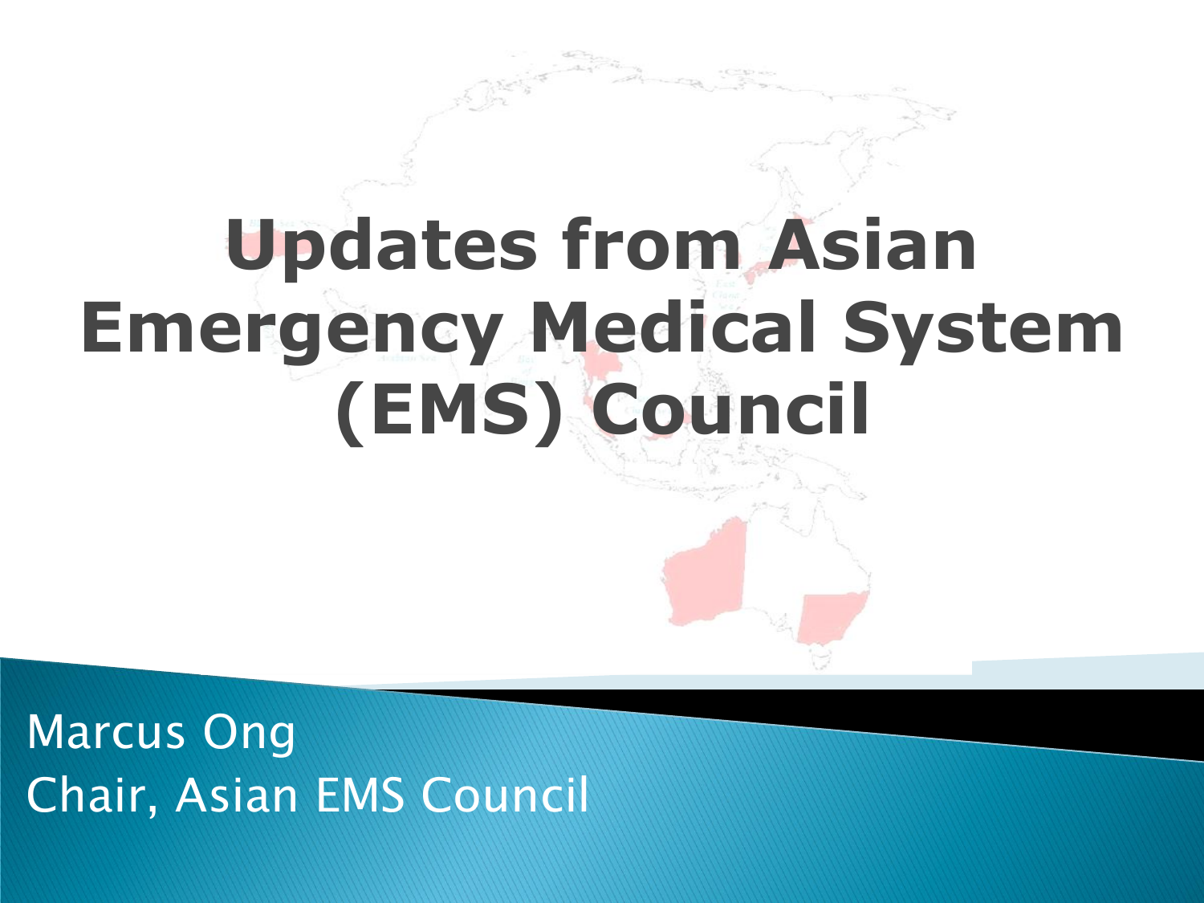# Updates from Asian Emergency Medical System (EMS) Council

Marcus Ong

Chair, Asian EMS Council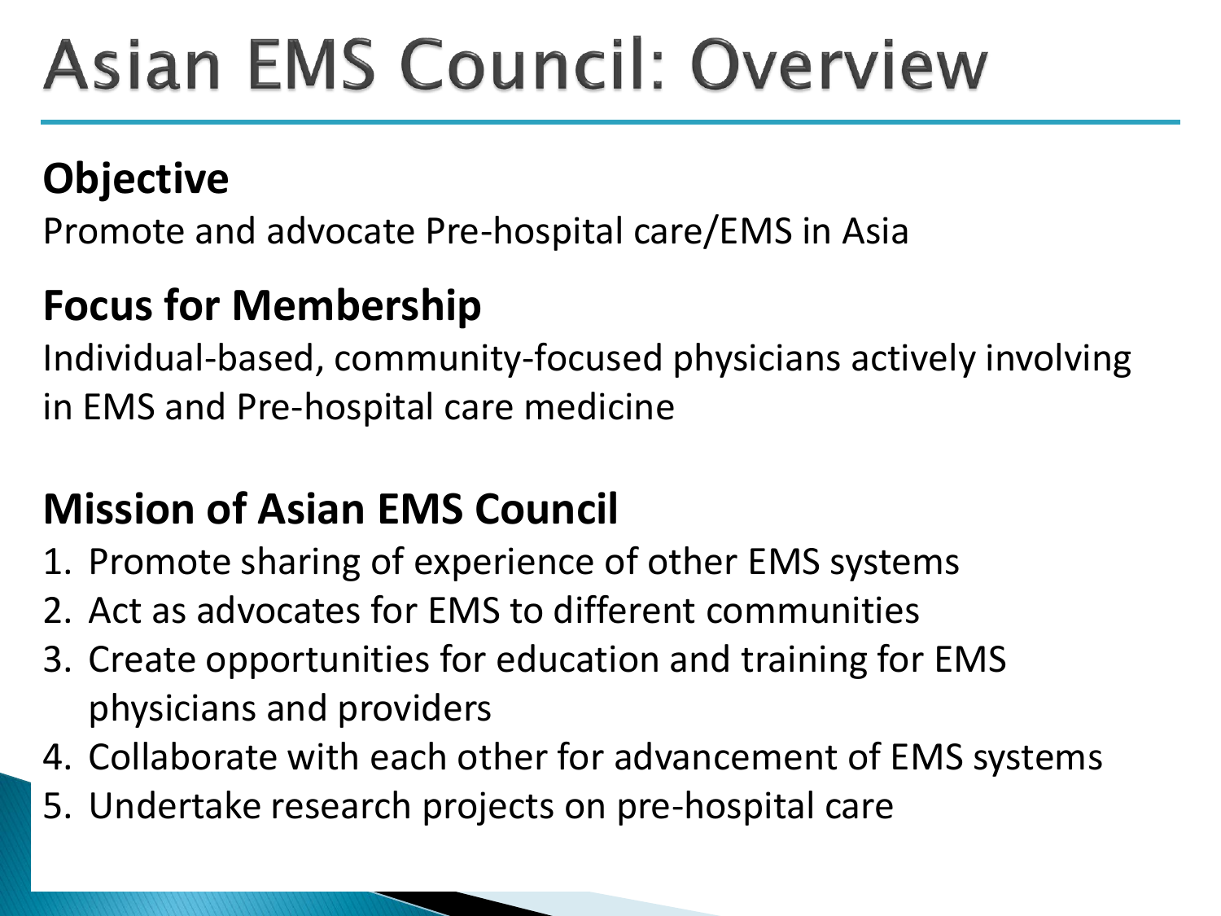# Asian EMS Council: Overview

## Objective

Promote and advocate Pre-hospital care/EMS in Asia

## Focus for Membership

Individual-based, community-focused physicians actively involving in EMS and Pre-hospital care medicine

## Mission of Asian EMS Council

1. Promote sharing of experience of other EMS systems
2. Act as advocates for EMS to different communities
3. Create opportunities for education and training for EMS physicians and providers
4. Collaborate with each other for advancement of EMS systems
5. Undertake research projects on pre-hospital care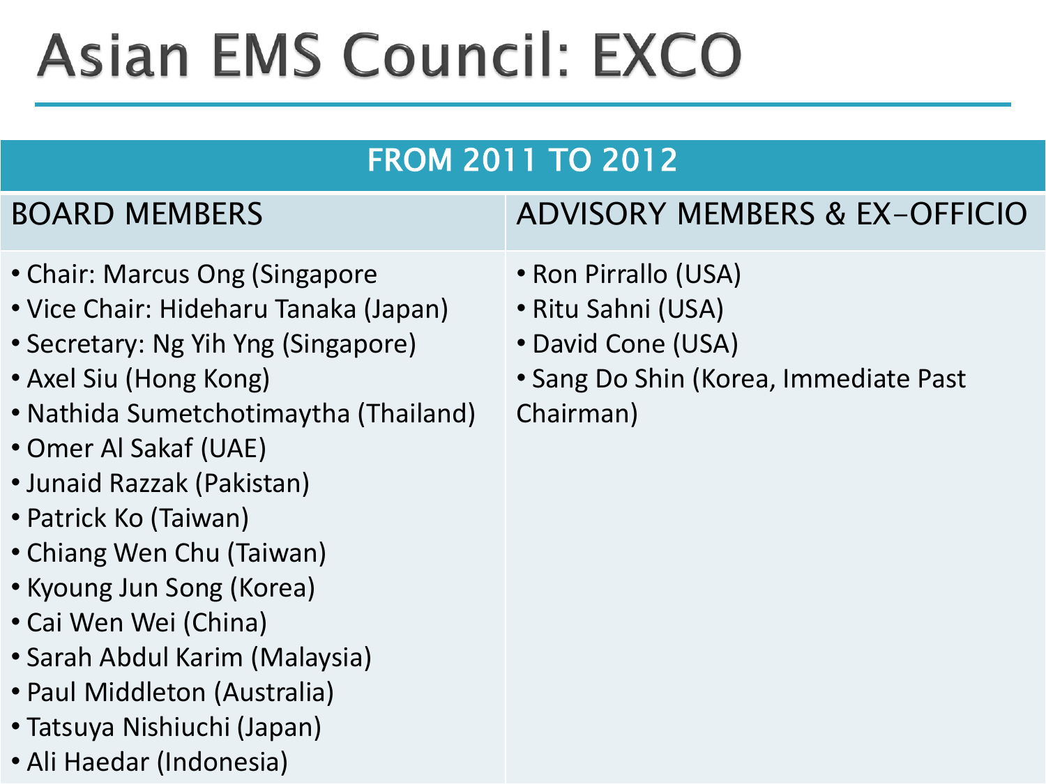# Asian EMS Council: EXCO

| FROM 2011 TO 2012 | |
|---|---|
| **BOARD MEMBERS** | **ADVISORY MEMBERS & EX-OFFICIO** |
| • Chair: Marcus Ong (Singapore<br>• Vice Chair: Hideharu Tanaka (Japan)<br>• Secretary: Ng Yih Yng (Singapore)<br>• Axel Siu (Hong Kong)<br>• Nathida Sumetchotimaytha (Thailand)<br>• Omer Al Sakaf (UAE)<br>• Junaid Razzak (Pakistan)<br>• Patrick Ko (Taiwan)<br>• Chiang Wen Chu (Taiwan)<br>• Kyoung Jun Song (Korea)<br>• Cai Wen Wei (China)<br>• Sarah Abdul Karim (Malaysia)<br>• Paul Middleton (Australia)<br>• Tatsuya Nishiuchi (Japan)<br>• Ali Haedar (Indonesia) | • Ron Pirrallo (USA)<br>• Ritu Sahni (USA)<br>• David Cone (USA)<br>• Sang Do Shin (Korea, Immediate Past Chairman) |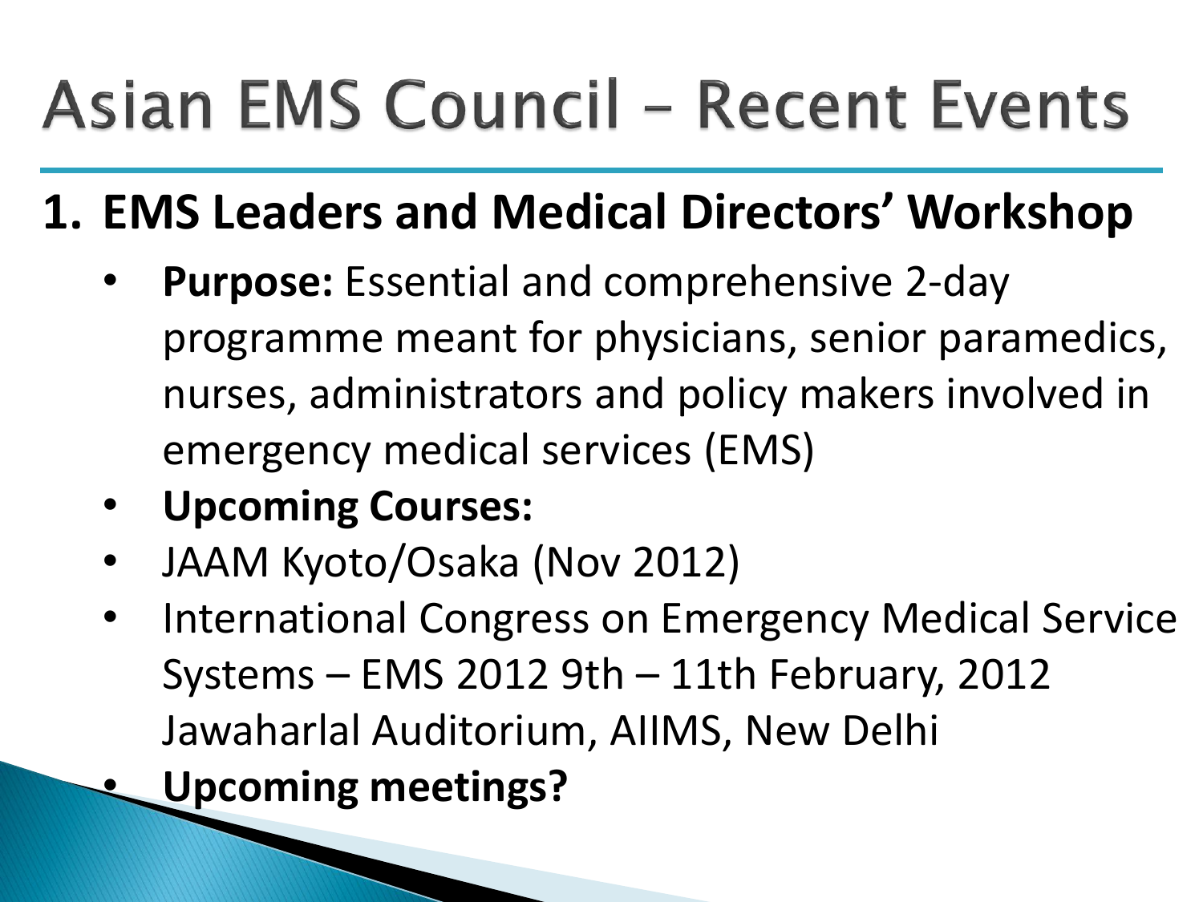# Asian EMS Council – Recent Events

## 1. EMS Leaders and Medical Directors' Workshop

- **Purpose:** Essential and comprehensive 2-day programme meant for physicians, senior paramedics, nurses, administrators and policy makers involved in emergency medical services (EMS)
- **Upcoming Courses:**
- JAAM Kyoto/Osaka (Nov 2012)
- International Congress on Emergency Medical Service Systems – EMS 2012 9th – 11th February, 2012 Jawaharlal Auditorium, AIIMS, New Delhi
- **Upcoming meetings?**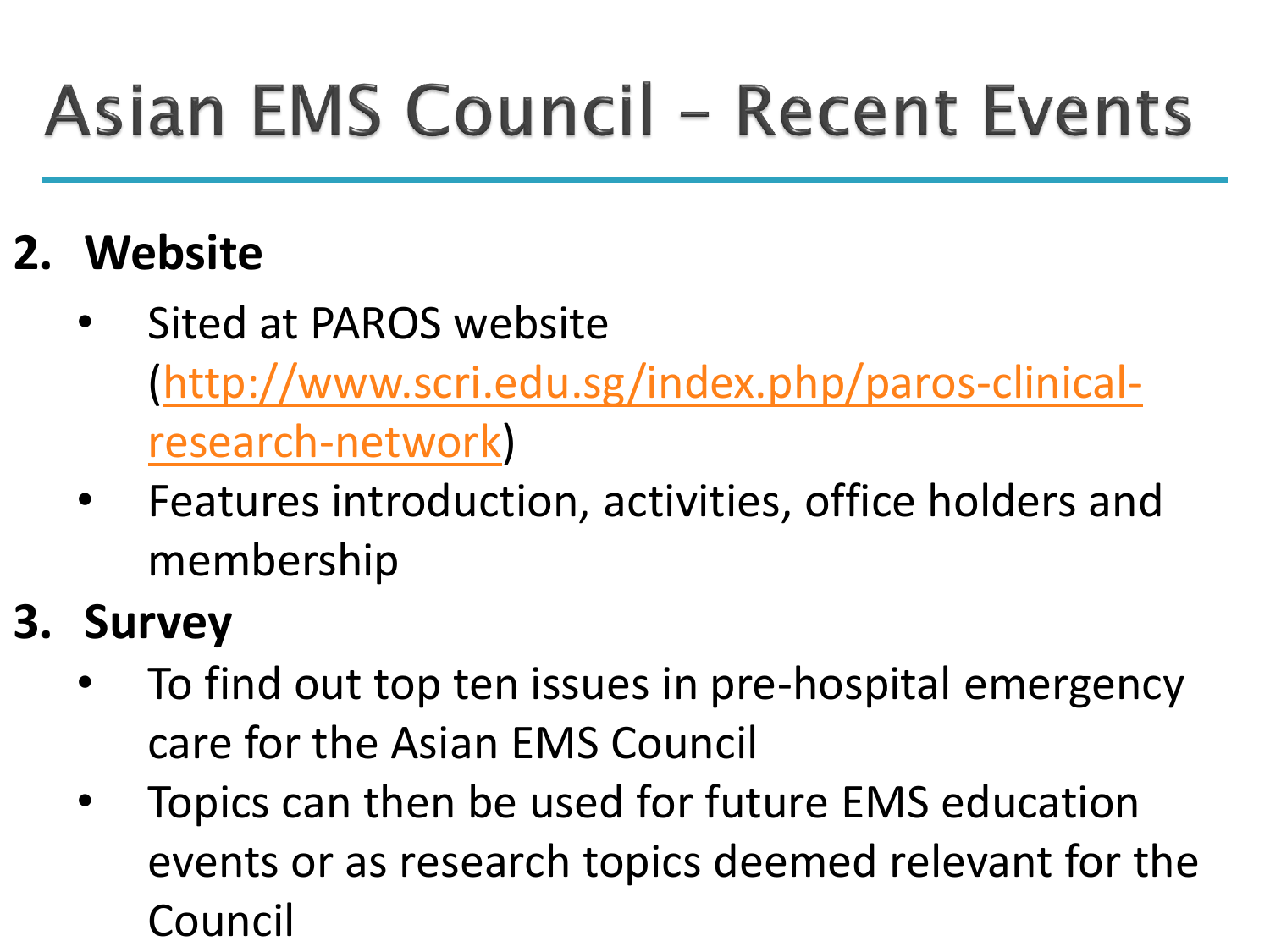# Asian EMS Council – Recent Events

2. **Website**
   - Sited at PAROS website (http://www.scri.edu.sg/index.php/paros-clinical-research-network)
   - Features introduction, activities, office holders and membership
3. **Survey**
   - To find out top ten issues in pre-hospital emergency care for the Asian EMS Council
   - Topics can then be used for future EMS education events or as research topics deemed relevant for the Council